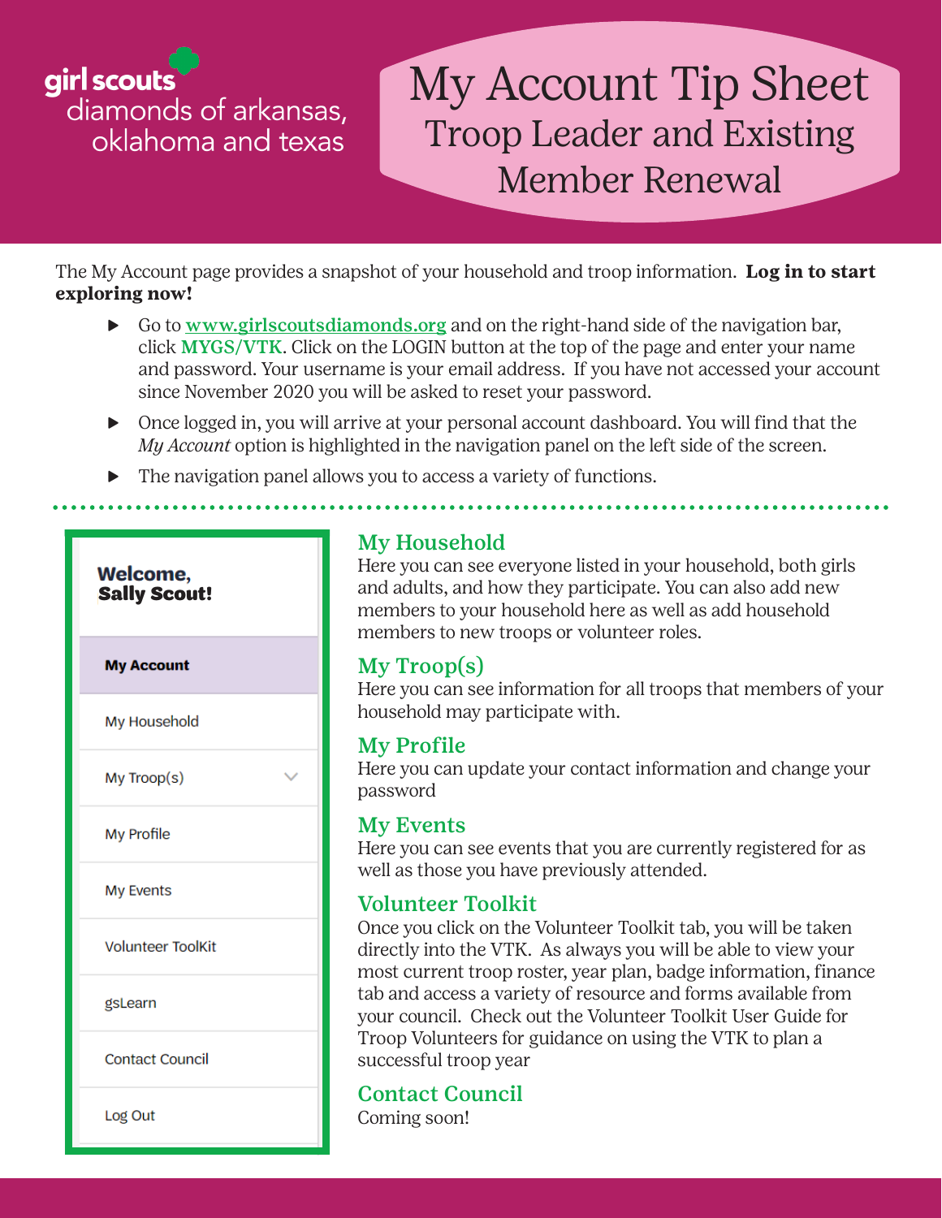girl scouts
diamonds of arkansas, oklahoma and texas

# My Account Tip Sheet
## Troop Leader and Existing Member Renewal

The My Account page provides a snapshot of your household and troop information. **Log in to start exploring now!**

- Go to www.girlscoutsdiamonds.org and on the right-hand side of the navigation bar, click **MYGS/VTK**. Click on the LOGIN button at the top of the page and enter your name and password. Your username is your email address. If you have not accessed your account since November 2020 you will be asked to reset your password.
- Once logged in, you will arrive at your personal account dashboard. You will find that the *My Account* option is highlighted in the navigation panel on the left side of the screen.
- The navigation panel allows you to access a variety of functions.

**Welcome, Sally Scout!**

- **My Account**
- My Household
- My Troop(s)
- My Profile
- My Events
- Volunteer ToolKit
- gsLearn
- Contact Council
- Log Out

### My Household

Here you can see everyone listed in your household, both girls and adults, and how they participate. You can also add new members to your household here as well as add household members to new troops or volunteer roles.

### My Troop(s)

Here you can see information for all troops that members of your household may participate with.

### My Profile

Here you can update your contact information and change your password

### My Events

Here you can see events that you are currently registered for as well as those you have previously attended.

### Volunteer Toolkit

Once you click on the Volunteer Toolkit tab, you will be taken directly into the VTK. As always you will be able to view your most current troop roster, year plan, badge information, finance tab and access a variety of resource and forms available from your council. Check out the Volunteer Toolkit User Guide for Troop Volunteers for guidance on using the VTK to plan a successful troop year

### Contact Council

Coming soon!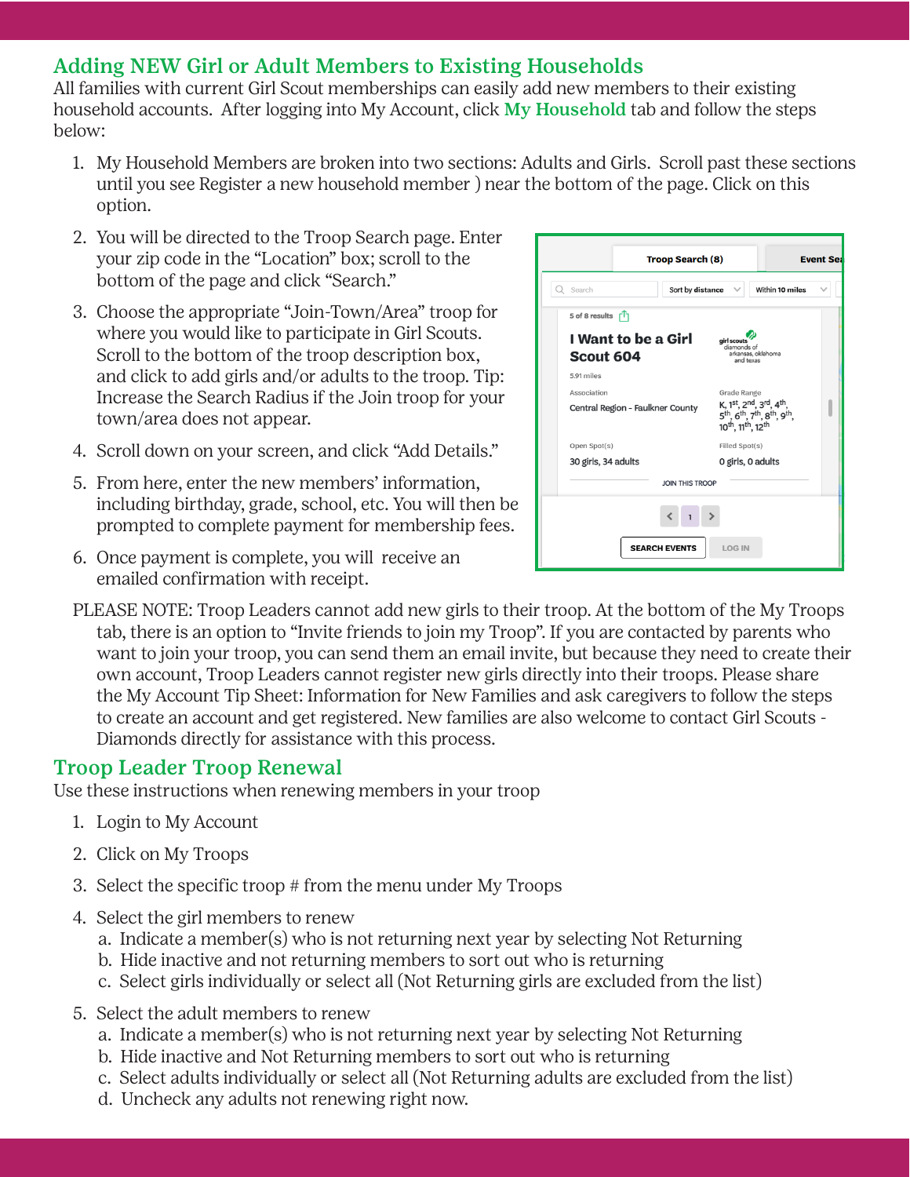## Adding NEW Girl or Adult Members to Existing Households

All families with current Girl Scout memberships can easily add new members to their existing household accounts. After logging into My Account, click **My Household** tab and follow the steps below:

1. My Household Members are broken into two sections: Adults and Girls. Scroll past these sections until you see Register a new household member ) near the bottom of the page. Click on this option.
2. You will be directed to the Troop Search page. Enter your zip code in the "Location" box; scroll to the bottom of the page and click "Search."
3. Choose the appropriate "Join-Town/Area" troop for where you would like to participate in Girl Scouts. Scroll to the bottom of the troop description box, and click to add girls and/or adults to the troop. Tip: Increase the Search Radius if the Join troop for your town/area does not appear.
4. Scroll down on your screen, and click "Add Details."
5. From here, enter the new members' information, including birthday, grade, school, etc. You will then be prompted to complete payment for membership fees.
6. Once payment is complete, you will receive an emailed confirmation with receipt.

PLEASE NOTE: Troop Leaders cannot add new girls to their troop. At the bottom of the My Troops tab, there is an option to "Invite friends to join my Troop". If you are contacted by parents who want to join your troop, you can send them an email invite, but because they need to create their own account, Troop Leaders cannot register new girls directly into their troops. Please share the My Account Tip Sheet: Information for New Families and ask caregivers to follow the steps to create an account and get registered. New families are also welcome to contact Girl Scouts - Diamonds directly for assistance with this process.

## Troop Leader Troop Renewal

Use these instructions when renewing members in your troop

1. Login to My Account
2. Click on My Troops
3. Select the specific troop # from the menu under My Troops
4. Select the girl members to renew
   a. Indicate a member(s) who is not returning next year by selecting Not Returning
   b. Hide inactive and not returning members to sort out who is returning
   c. Select girls individually or select all (Not Returning girls are excluded from the list)
5. Select the adult members to renew
   a. Indicate a member(s) who is not returning next year by selecting Not Returning
   b. Hide inactive and Not Returning members to sort out who is returning
   c. Select adults individually or select all (Not Returning adults are excluded from the list)
   d. Uncheck any adults not renewing right now.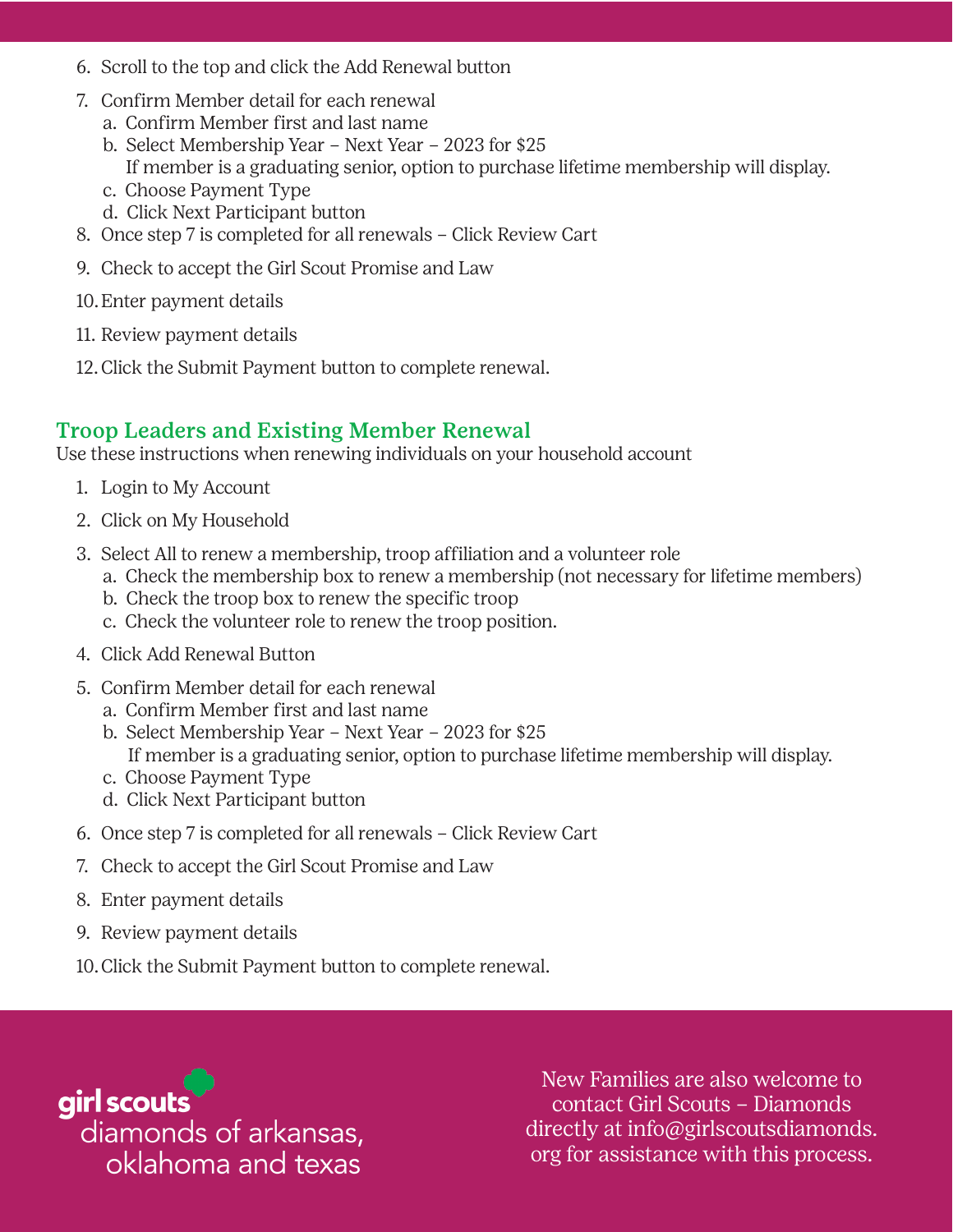6. Scroll to the top and click the Add Renewal button
7. Confirm Member detail for each renewal
   a. Confirm Member first and last name
   b. Select Membership Year – Next Year – 2023 for $25
      If member is a graduating senior, option to purchase lifetime membership will display.
   c. Choose Payment Type
   d. Click Next Participant button
8. Once step 7 is completed for all renewals – Click Review Cart
9. Check to accept the Girl Scout Promise and Law
10. Enter payment details
11. Review payment details
12. Click the Submit Payment button to complete renewal.

## Troop Leaders and Existing Member Renewal

Use these instructions when renewing individuals on your household account

1. Login to My Account
2. Click on My Household
3. Select All to renew a membership, troop affiliation and a volunteer role
   a. Check the membership box to renew a membership (not necessary for lifetime members)
   b. Check the troop box to renew the specific troop
   c. Check the volunteer role to renew the troop position.
4. Click Add Renewal Button
5. Confirm Member detail for each renewal
   a. Confirm Member first and last name
   b. Select Membership Year – Next Year – 2023 for $25
      If member is a graduating senior, option to purchase lifetime membership will display.
   c. Choose Payment Type
   d. Click Next Participant button
6. Once step 7 is completed for all renewals – Click Review Cart
7. Check to accept the Girl Scout Promise and Law
8. Enter payment details
9. Review payment details
10. Click the Submit Payment button to complete renewal.

girl scouts diamonds of arkansas, oklahoma and texas

New Families are also welcome to contact Girl Scouts – Diamonds directly at info@girlscoutsdiamonds.org for assistance with this process.